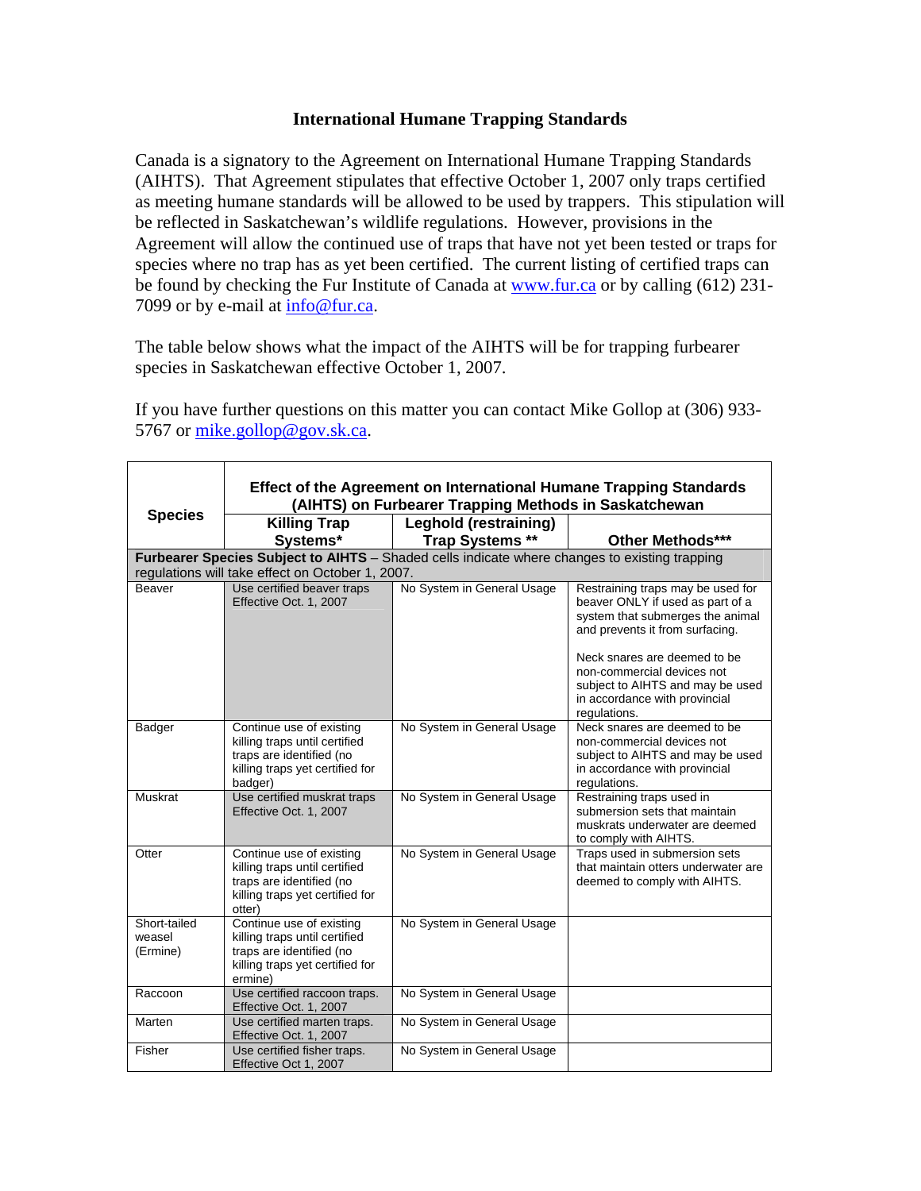# International Humane Trapping Standards

Canada is a signatory to the Agreement on International Humane Trapping Standards (AIHTS). That Agreement stipulates that effective October 1, 2007 only traps certified as meeting humane standards will be allowed to be used by trappers. This stipulation will be reflected in Saskatchewan's wildlife regulations. However, provisions in the Agreement will allow the continued use of traps that have not yet been tested or traps for species where no trap has as yet been certified. The current listing of certified traps can be found by checking the Fur Institute of Canada at [www.fur.ca](www.fur.ca) or by calling (612) 231-7099 or by e-mail at [info@fur.ca](mailto:info@fur.ca).

The table below shows what the impact of the AIHTS will be for trapping furbearer species in Saskatchewan effective October 1, 2007.

If you have further questions on this matter you can contact Mike Gollop at (306) 933-5767 or [mike.gollop@gov.sk.ca](mailto:mike.gollop@gov.sk.ca).

| Species | Effect of the Agreement on International Humane Trapping Standards (AIHTS) on Furbearer Trapping Methods in Saskatchewan | | |
|---|---|---|---|
| | **Killing Trap Systems*** | **Leghold (restraining) Trap Systems **** | **Other Methods***** |
| **Furbearer Species Subject to AIHTS** – Shaded cells indicate where changes to existing trapping regulations will take effect on October 1, 2007. | | | |
| Beaver | Use certified beaver traps Effective Oct. 1, 2007 | No System in General Usage | Restraining traps may be used for beaver ONLY if used as part of a system that submerges the animal and prevents it from surfacing.<br><br>Neck snares are deemed to be non-commercial devices not subject to AIHTS and may be used in accordance with provincial regulations. |
| Badger | Continue use of existing killing traps until certified traps are identified (no killing traps yet certified for badger) | No System in General Usage | Neck snares are deemed to be non-commercial devices not subject to AIHTS and may be used in accordance with provincial regulations. |
| Muskrat | Use certified muskrat traps Effective Oct. 1, 2007 | No System in General Usage | Restraining traps used in submersion sets that maintain muskrats underwater are deemed to comply with AIHTS. |
| Otter | Continue use of existing killing traps until certified traps are identified (no killing traps yet certified for otter) | No System in General Usage | Traps used in submersion sets that maintain otters underwater are deemed to comply with AIHTS. |
| Short-tailed weasel (Ermine) | Continue use of existing killing traps until certified traps are identified (no killing traps yet certified for ermine) | No System in General Usage | |
| Raccoon | Use certified raccoon traps. Effective Oct. 1, 2007 | No System in General Usage | |
| Marten | Use certified marten traps. Effective Oct. 1, 2007 | No System in General Usage | |
| Fisher | Use certified fisher traps. Effective Oct 1, 2007 | No System in General Usage | |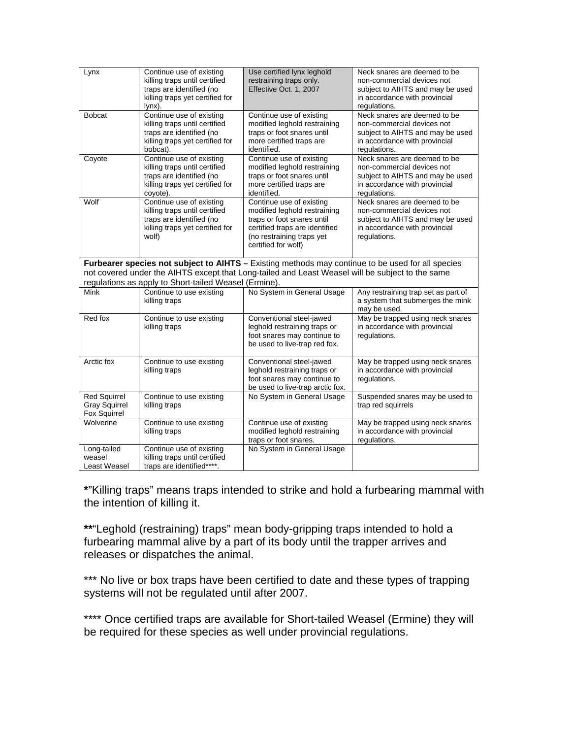| | | | |
|---|---|---|---|
| Lynx | Continue use of existing killing traps until certified traps are identified (no killing traps yet certified for lynx). | Use certified lynx leghold restraining traps only. Effective Oct. 1, 2007 | Neck snares are deemed to be non-commercial devices not subject to AIHTS and may be used in accordance with provincial regulations. |
| Bobcat | Continue use of existing killing traps until certified traps are identified (no killing traps yet certified for bobcat). | Continue use of existing modified leghold restraining traps or foot snares until more certified traps are identified. | Neck snares are deemed to be non-commercial devices not subject to AIHTS and may be used in accordance with provincial regulations. |
| Coyote | Continue use of existing killing traps until certified traps are identified (no killing traps yet certified for coyote). | Continue use of existing modified leghold restraining traps or foot snares until more certified traps are identified. | Neck snares are deemed to be non-commercial devices not subject to AIHTS and may be used in accordance with provincial regulations. |
| Wolf | Continue use of existing killing traps until certified traps are identified (no killing traps yet certified for wolf) | Continue use of existing modified leghold restraining traps or foot snares until certified traps are identified (no restraining traps yet certified for wolf) | Neck snares are deemed to be non-commercial devices not subject to AIHTS and may be used in accordance with provincial regulations. |
| **Furbearer species not subject to AIHTS –** Existing methods may continue to be used for all species not covered under the AIHTS except that Long-tailed and Least Weasel will be subject to the same regulations as apply to Short-tailed Weasel (Ermine). | | | |
| Mink | Continue to use existing killing traps | No System in General Usage | Any restraining trap set as part of a system that submerges the mink may be used. |
| Red fox | Continue to use existing killing traps | Conventional steel-jawed leghold restraining traps or foot snares may continue to be used to live-trap red fox. | May be trapped using neck snares in accordance with provincial regulations. |
| Arctic fox | Continue to use existing killing traps | Conventional steel-jawed leghold restraining traps or foot snares may continue to be used to live-trap arctic fox. | May be trapped using neck snares in accordance with provincial regulations. |
| Red Squirrel<br>Gray Squirrel<br>Fox Squirrel | Continue to use existing killing traps | No System in General Usage | Suspended snares may be used to trap red squirrels |
| Wolverine | Continue to use existing killing traps | Continue use of existing modified leghold restraining traps or foot snares. | May be trapped using neck snares in accordance with provincial regulations. |
| Long-tailed weasel<br>Least Weasel | Continue use of existing killing traps until certified traps are identified****. | No System in General Usage | |

**\***"Killing traps" means traps intended to strike and hold a furbearing mammal with the intention of killing it.

**\*\***"Leghold (restraining) traps" mean body-gripping traps intended to hold a furbearing mammal alive by a part of its body until the trapper arrives and releases or dispatches the animal.

*** No live or box traps have been certified to date and these types of trapping systems will not be regulated until after 2007.

**** Once certified traps are available for Short-tailed Weasel (Ermine) they will be required for these species as well under provincial regulations.